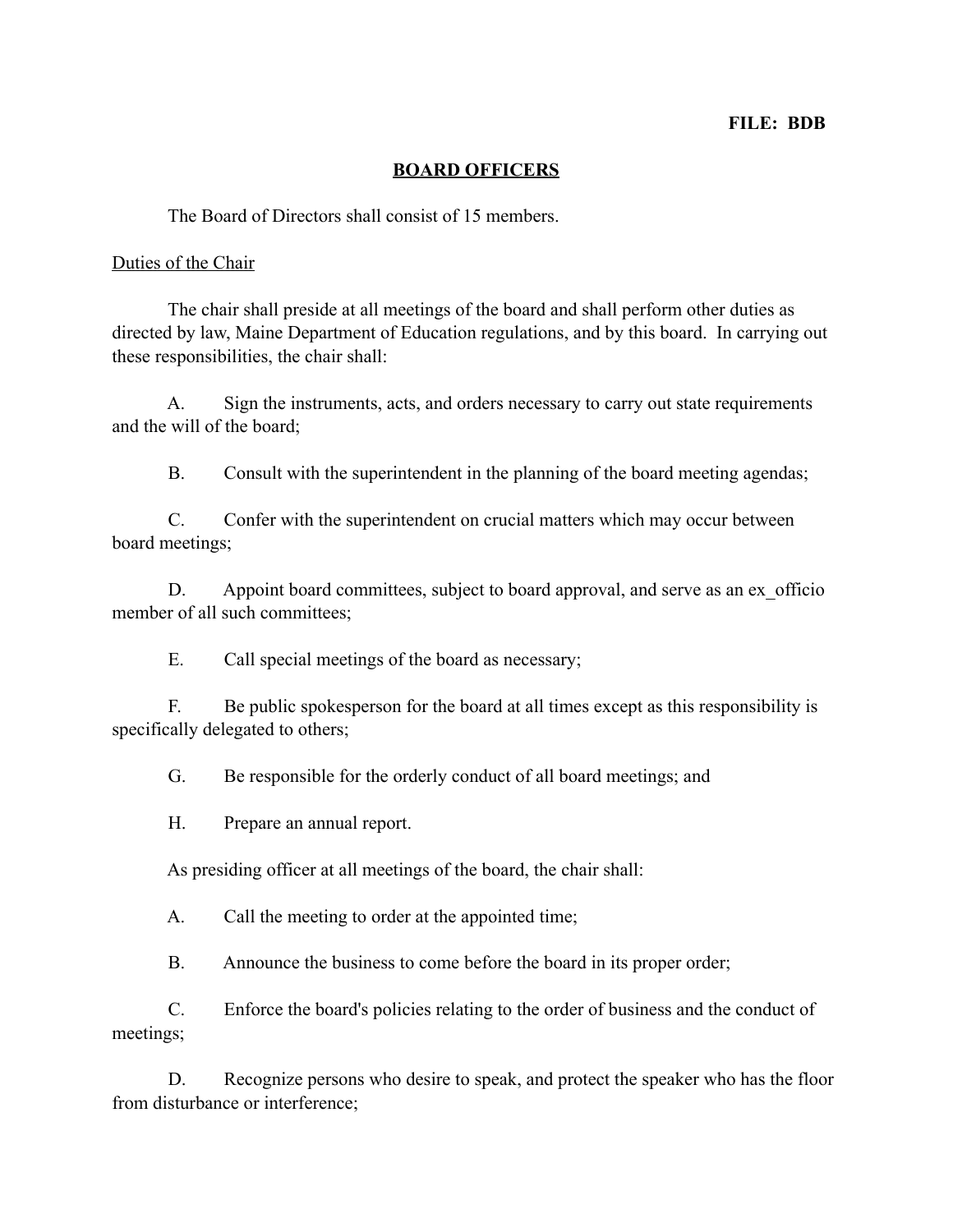**FILE: BDB**

# BOARD OFFICERS

The Board of Directors shall consist of 15 members.

## Duties of the Chair

The chair shall preside at all meetings of the board and shall perform other duties as directed by law, Maine Department of Education regulations, and by this board. In carrying out these responsibilities, the chair shall:

A. Sign the instruments, acts, and orders necessary to carry out state requirements and the will of the board;

B. Consult with the superintendent in the planning of the board meeting agendas;

C. Confer with the superintendent on crucial matters which may occur between board meetings;

D. Appoint board committees, subject to board approval, and serve as an ex_officio member of all such committees;

E. Call special meetings of the board as necessary;

F. Be public spokesperson for the board at all times except as this responsibility is specifically delegated to others;

G. Be responsible for the orderly conduct of all board meetings; and

H. Prepare an annual report.

As presiding officer at all meetings of the board, the chair shall:

A. Call the meeting to order at the appointed time;

B. Announce the business to come before the board in its proper order;

C. Enforce the board's policies relating to the order of business and the conduct of meetings;

D. Recognize persons who desire to speak, and protect the speaker who has the floor from disturbance or interference;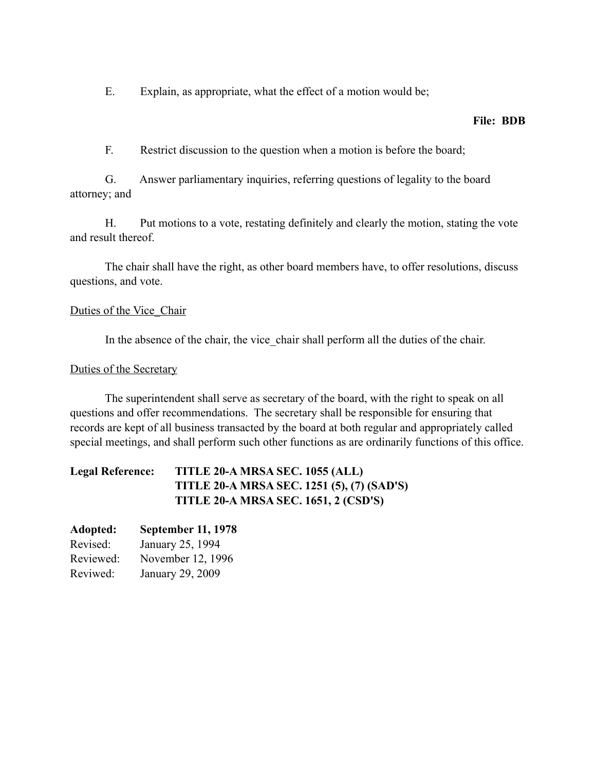E. Explain, as appropriate, what the effect of a motion would be;

**File: BDB**

F. Restrict discussion to the question when a motion is before the board;

G. Answer parliamentary inquiries, referring questions of legality to the board attorney; and

H. Put motions to a vote, restating definitely and clearly the motion, stating the vote and result thereof.

The chair shall have the right, as other board members have, to offer resolutions, discuss questions, and vote.

Duties of the Vice_Chair

In the absence of the chair, the vice_chair shall perform all the duties of the chair.

Duties of the Secretary

The superintendent shall serve as secretary of the board, with the right to speak on all questions and offer recommendations. The secretary shall be responsible for ensuring that records are kept of all business transacted by the board at both regular and appropriately called special meetings, and shall perform such other functions as are ordinarily functions of this office.

**Legal Reference:** **TITLE 20-A MRSA SEC. 1055 (ALL)**
**TITLE 20-A MRSA SEC. 1251 (5), (7) (SAD'S)**
**TITLE 20-A MRSA SEC. 1651, 2 (CSD'S)**

**Adopted:** **September 11, 1978**
Revised: January 25, 1994
Reviewed: November 12, 1996
Reviwed: January 29, 2009